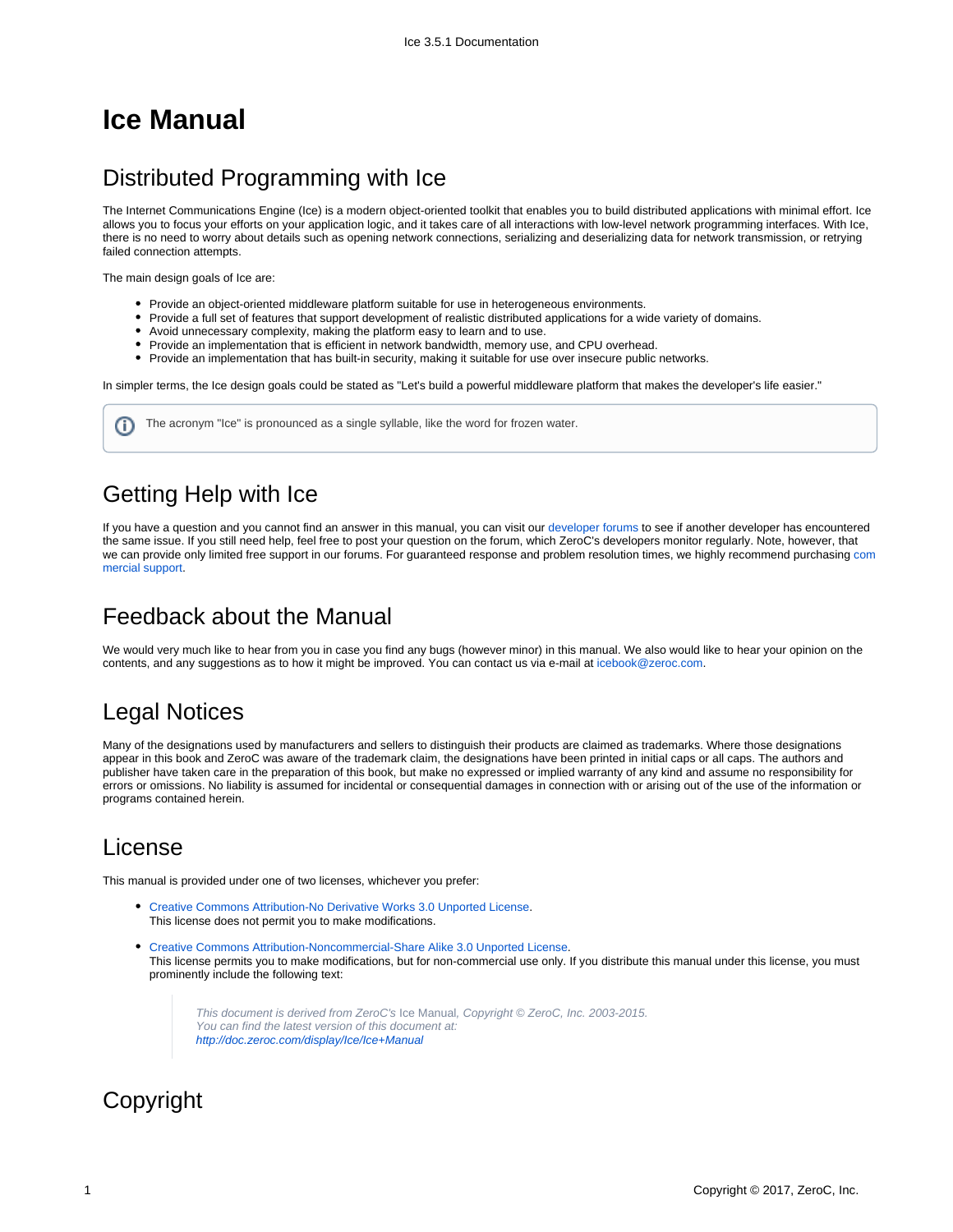# Ice Manual

## Distributed Programming with Ice

The Internet Communications Engine (Ice) is a modern object-oriented toolkit that enables you to build distributed applications with minimal effort. Ice allows you to focus your efforts on your application logic, and it takes care of all interactions with low-level network programming interfaces. With Ice, there is no need to worry about details such as opening network connections, serializing and deserializing data for network transmission, or retrying failed connection attempts.

The main design goals of Ice are:

- Provide an object-oriented middleware platform suitable for use in heterogeneous environments.
- Provide a full set of features that support development of realistic distributed applications for a wide variety of domains.
- Avoid unnecessary complexity, making the platform easy to learn and to use.
- Provide an implementation that is efficient in network bandwidth, memory use, and CPU overhead.
- Provide an implementation that has built-in security, making it suitable for use over insecure public networks.

In simpler terms, the Ice design goals could be stated as "Let's build a powerful middleware platform that makes the developer's life easier."

> The acronym "Ice" is pronounced as a single syllable, like the word for frozen water.

## Getting Help with Ice

If you have a question and you cannot find an answer in this manual, you can visit our developer forums to see if another developer has encountered the same issue. If you still need help, feel free to post your question on the forum, which ZeroC's developers monitor regularly. Note, however, that we can provide only limited free support in our forums. For guaranteed response and problem resolution times, we highly recommend purchasing commercial support.

## Feedback about the Manual

We would very much like to hear from you in case you find any bugs (however minor) in this manual. We also would like to hear your opinion on the contents, and any suggestions as to how it might be improved. You can contact us via e-mail at icebook@zeroc.com.

## Legal Notices

Many of the designations used by manufacturers and sellers to distinguish their products are claimed as trademarks. Where those designations appear in this book and ZeroC was aware of the trademark claim, the designations have been printed in initial caps or all caps. The authors and publisher have taken care in the preparation of this book, but make no expressed or implied warranty of any kind and assume no responsibility for errors or omissions. No liability is assumed for incidental or consequential damages in connection with or arising out of the use of the information or programs contained herein.

## License

This manual is provided under one of two licenses, whichever you prefer:

- Creative Commons Attribution-No Derivative Works 3.0 Unported License.
  This license does not permit you to make modifications.

- Creative Commons Attribution-Noncommercial-Share Alike 3.0 Unported License.
  This license permits you to make modifications, but for non-commercial use only. If you distribute this manual under this license, you must prominently include the following text:

  > *This document is derived from ZeroC's* Ice Manual*, Copyright © ZeroC, Inc. 2003-2015.*
  > *You can find the latest version of this document at:*
  > *http://doc.zeroc.com/display/Ice/Ice+Manual*

## Copyright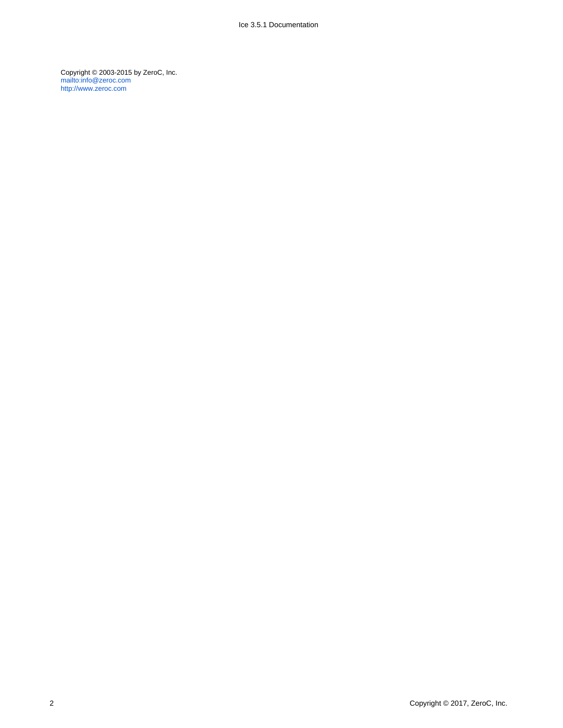Copyright © 2003-2015 by ZeroC, Inc.
mailto:info@zeroc.com
http://www.zeroc.com